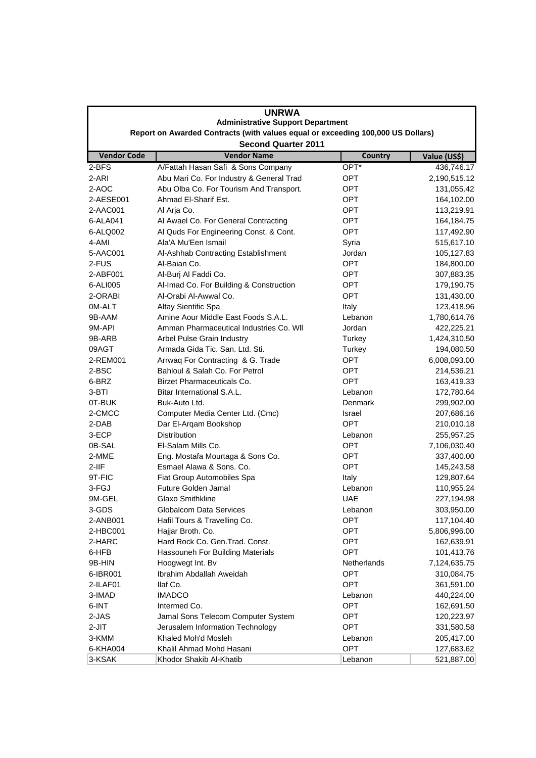**UNRWA**

**Administrative Support Department**

**Report on Awarded Contracts (with values equal or exceeding 100,000 US Dollars)**

**Second Quarter 2011**

| Vendor Code | Vendor Name | Country | Value (US$) |
|---|---|---|---|
| 2-BFS | A/Fattah Hasan Safi & Sons Company | OPT* | 436,746.17 |
| 2-ARI | Abu Mari Co. For Industry & General Trad | OPT | 2,190,515.12 |
| 2-AOC | Abu Olba Co. For Tourism And Transport. | OPT | 131,055.42 |
| 2-AESE001 | Ahmad El-Sharif Est. | OPT | 164,102.00 |
| 2-AAC001 | Al Arja Co. | OPT | 113,219.91 |
| 6-ALA041 | Al Awael Co. For General Contracting | OPT | 164,184.75 |
| 6-ALQ002 | Al Quds For Engineering Const. & Cont. | OPT | 117,492.90 |
| 4-AMI | Ala'A Mu'Een Ismail | Syria | 515,617.10 |
| 5-AAC001 | Al-Ashhab Contracting Establishment | Jordan | 105,127.83 |
| 2-FUS | Al-Baian Co. | OPT | 184,800.00 |
| 2-ABF001 | Al-Burj Al Faddi Co. | OPT | 307,883.35 |
| 6-ALI005 | Al-Imad Co. For Building & Construction | OPT | 179,190.75 |
| 2-ORABI | Al-Orabi Al-Awwal Co. | OPT | 131,430.00 |
| 0M-ALT | Altay Sientific Spa | Italy | 123,418.96 |
| 9B-AAM | Amine Aour Middle East Foods S.A.L. | Lebanon | 1,780,614.76 |
| 9M-API | Amman Pharmaceutical Industries Co. Wll | Jordan | 422,225.21 |
| 9B-ARB | Arbel Pulse Grain Industry | Turkey | 1,424,310.50 |
| 09AGT | Armada Gida Tic. San. Ltd. Sti. | Turkey | 194,080.50 |
| 2-REM001 | Arrwaq For Contracting & G. Trade | OPT | 6,008,093.00 |
| 2-BSC | Bahloul & Salah Co. For Petrol | OPT | 214,536.21 |
| 6-BRZ | Birzet Pharmaceuticals Co. | OPT | 163,419.33 |
| 3-BTI | Bitar International S.A.L. | Lebanon | 172,780.64 |
| 0T-BUK | Buk-Auto Ltd. | Denmark | 299,902.00 |
| 2-CMCC | Computer Media Center Ltd. (Cmc) | Israel | 207,686.16 |
| 2-DAB | Dar El-Arqam Bookshop | OPT | 210,010.18 |
| 3-ECP | Distribution | Lebanon | 255,957.25 |
| 0B-SAL | El-Salam Mills Co. | OPT | 7,106,030.40 |
| 2-MME | Eng. Mostafa Mourtaga & Sons Co. | OPT | 337,400.00 |
| 2-IIF | Esmael Alawa & Sons. Co. | OPT | 145,243.58 |
| 9T-FIC | Fiat Group Automobiles Spa | Italy | 129,807.64 |
| 3-FGJ | Future Golden Jamal | Lebanon | 110,955.24 |
| 9M-GEL | Glaxo Smithkline | UAE | 227,194.98 |
| 3-GDS | Globalcom Data Services | Lebanon | 303,950.00 |
| 2-ANB001 | Hafil Tours & Travelling Co. | OPT | 117,104.40 |
| 2-HBC001 | Hajjar Broth. Co. | OPT | 5,806,996.00 |
| 2-HARC | Hard Rock Co. Gen.Trad. Const. | OPT | 162,639.91 |
| 6-HFB | Hassouneh For Building Materials | OPT | 101,413.76 |
| 9B-HIN | Hoogwegt Int. Bv | Netherlands | 7,124,635.75 |
| 6-IBR001 | Ibrahim Abdallah Aweidah | OPT | 310,084.75 |
| 2-ILAF01 | Ilaf Co. | OPT | 361,591.00 |
| 3-IMAD | IMADCO | Lebanon | 440,224.00 |
| 6-INT | Intermed Co. | OPT | 162,691.50 |
| 2-JAS | Jamal Sons Telecom Computer System | OPT | 120,223.97 |
| 2-JIT | Jerusalem Information Technology | OPT | 331,580.58 |
| 3-KMM | Khaled Moh'd Mosleh | Lebanon | 205,417.00 |
| 6-KHA004 | Khalil Ahmad Mohd Hasani | OPT | 127,683.62 |
| 3-KSAK | Khodor Shakib Al-Khatib | Lebanon | 521,887.00 |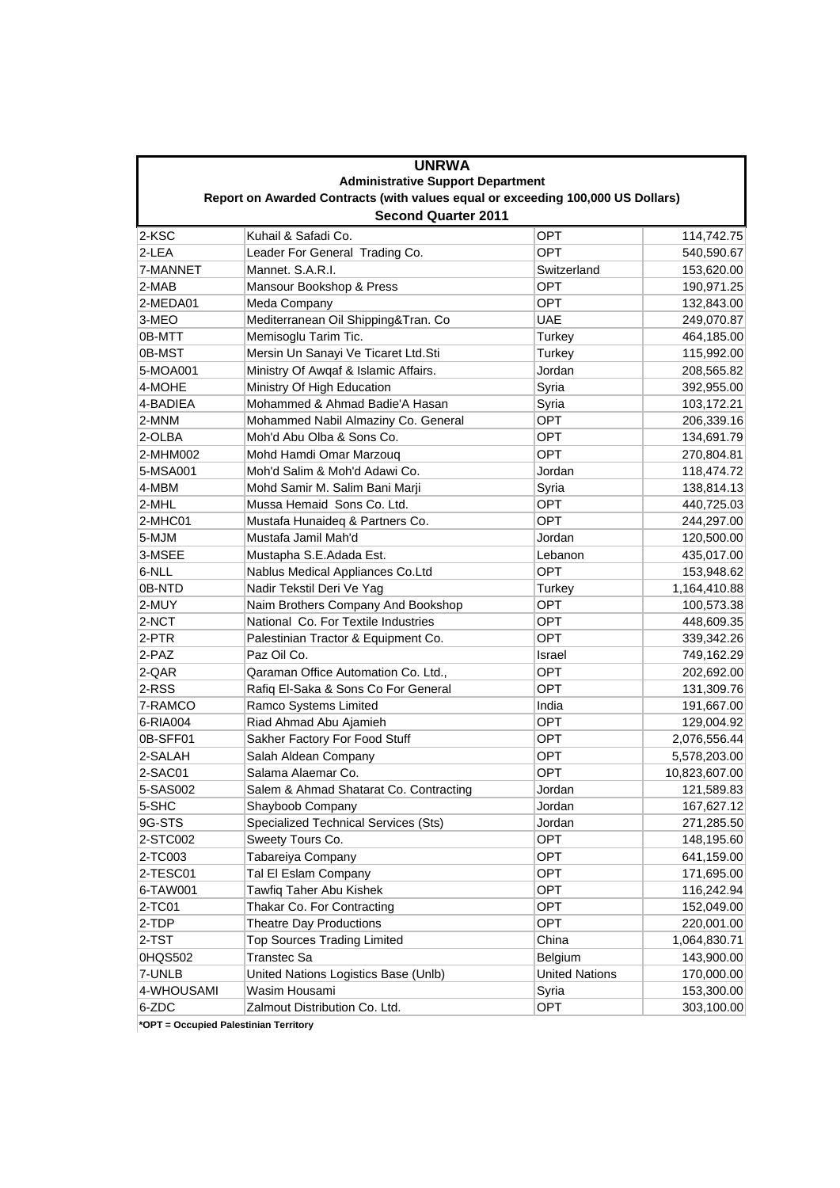**UNRWA**

**Administrative Support Department**

**Report on Awarded Contracts (with values equal or exceeding 100,000 US Dollars)**

**Second Quarter 2011**

| | | | |
|---|---|---|---|
| 2-KSC | Kuhail & Safadi Co. | OPT | 114,742.75 |
| 2-LEA | Leader For General Trading Co. | OPT | 540,590.67 |
| 7-MANNET | Mannet. S.A.R.I. | Switzerland | 153,620.00 |
| 2-MAB | Mansour Bookshop & Press | OPT | 190,971.25 |
| 2-MEDA01 | Meda Company | OPT | 132,843.00 |
| 3-MEO | Mediterranean Oil Shipping&Tran. Co | UAE | 249,070.87 |
| 0B-MTT | Memisoglu Tarim Tic. | Turkey | 464,185.00 |
| 0B-MST | Mersin Un Sanayi Ve Ticaret Ltd.Sti | Turkey | 115,992.00 |
| 5-MOA001 | Ministry Of Awqaf & Islamic Affairs. | Jordan | 208,565.82 |
| 4-MOHE | Ministry Of High Education | Syria | 392,955.00 |
| 4-BADIEA | Mohammed & Ahmad Badie'A Hasan | Syria | 103,172.21 |
| 2-MNM | Mohammed Nabil Almaziny Co. General | OPT | 206,339.16 |
| 2-OLBA | Moh'd Abu Olba & Sons Co. | OPT | 134,691.79 |
| 2-MHM002 | Mohd Hamdi Omar Marzouq | OPT | 270,804.81 |
| 5-MSA001 | Moh'd Salim & Moh'd Adawi Co. | Jordan | 118,474.72 |
| 4-MBM | Mohd Samir M. Salim Bani Marji | Syria | 138,814.13 |
| 2-MHL | Mussa Hemaid Sons Co. Ltd. | OPT | 440,725.03 |
| 2-MHC01 | Mustafa Hunaideq & Partners Co. | OPT | 244,297.00 |
| 5-MJM | Mustafa Jamil Mah'd | Jordan | 120,500.00 |
| 3-MSEE | Mustapha S.E.Adada Est. | Lebanon | 435,017.00 |
| 6-NLL | Nablus Medical Appliances Co.Ltd | OPT | 153,948.62 |
| 0B-NTD | Nadir Tekstil Deri Ve Yag | Turkey | 1,164,410.88 |
| 2-MUY | Naim Brothers Company And Bookshop | OPT | 100,573.38 |
| 2-NCT | National Co. For Textile Industries | OPT | 448,609.35 |
| 2-PTR | Palestinian Tractor & Equipment Co. | OPT | 339,342.26 |
| 2-PAZ | Paz Oil Co. | Israel | 749,162.29 |
| 2-QAR | Qaraman Office Automation Co. Ltd., | OPT | 202,692.00 |
| 2-RSS | Rafiq El-Saka & Sons Co For General | OPT | 131,309.76 |
| 7-RAMCO | Ramco Systems Limited | India | 191,667.00 |
| 6-RIA004 | Riad Ahmad Abu Ajamieh | OPT | 129,004.92 |
| 0B-SFF01 | Sakher Factory For Food Stuff | OPT | 2,076,556.44 |
| 2-SALAH | Salah Aldean Company | OPT | 5,578,203.00 |
| 2-SAC01 | Salama Alaemar Co. | OPT | 10,823,607.00 |
| 5-SAS002 | Salem & Ahmad Shatarat Co. Contracting | Jordan | 121,589.83 |
| 5-SHC | Shayboob Company | Jordan | 167,627.12 |
| 9G-STS | Specialized Technical Services (Sts) | Jordan | 271,285.50 |
| 2-STC002 | Sweety Tours Co. | OPT | 148,195.60 |
| 2-TC003 | Tabareiya Company | OPT | 641,159.00 |
| 2-TESC01 | Tal El Eslam Company | OPT | 171,695.00 |
| 6-TAW001 | Tawfiq Taher Abu Kishek | OPT | 116,242.94 |
| 2-TC01 | Thakar Co. For Contracting | OPT | 152,049.00 |
| 2-TDP | Theatre Day Productions | OPT | 220,001.00 |
| 2-TST | Top Sources Trading Limited | China | 1,064,830.71 |
| 0HQS502 | Transtec Sa | Belgium | 143,900.00 |
| 7-UNLB | United Nations Logistics Base (Unlb) | United Nations | 170,000.00 |
| 4-WHOUSAMI | Wasim Housami | Syria | 153,300.00 |
| 6-ZDC | Zalmout Distribution Co. Ltd. | OPT | 303,100.00 |

**\*OPT = Occupied Palestinian Territory**